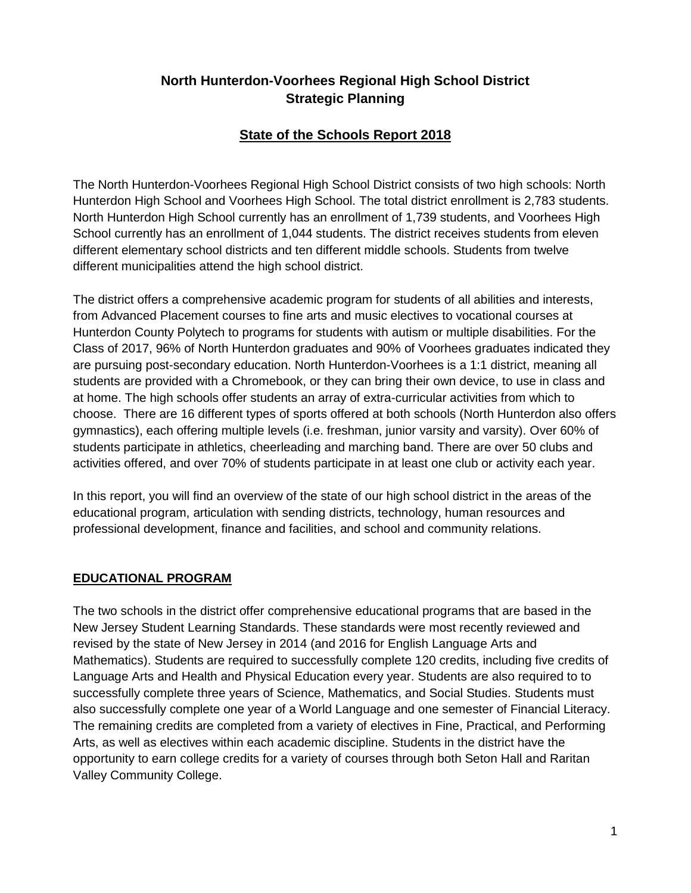# North Hunterdon-Voorhees Regional High School District
# Strategic Planning

## State of the Schools Report 2018

The North Hunterdon-Voorhees Regional High School District consists of two high schools: North Hunterdon High School and Voorhees High School. The total district enrollment is 2,783 students. North Hunterdon High School currently has an enrollment of 1,739 students, and Voorhees High School currently has an enrollment of 1,044 students. The district receives students from eleven different elementary school districts and ten different middle schools. Students from twelve different municipalities attend the high school district.

The district offers a comprehensive academic program for students of all abilities and interests, from Advanced Placement courses to fine arts and music electives to vocational courses at Hunterdon County Polytech to programs for students with autism or multiple disabilities. For the Class of 2017, 96% of North Hunterdon graduates and 90% of Voorhees graduates indicated they are pursuing post-secondary education. North Hunterdon-Voorhees is a 1:1 district, meaning all students are provided with a Chromebook, or they can bring their own device, to use in class and at home. The high schools offer students an array of extra-curricular activities from which to choose. There are 16 different types of sports offered at both schools (North Hunterdon also offers gymnastics), each offering multiple levels (i.e. freshman, junior varsity and varsity). Over 60% of students participate in athletics, cheerleading and marching band. There are over 50 clubs and activities offered, and over 70% of students participate in at least one club or activity each year.

In this report, you will find an overview of the state of our high school district in the areas of the educational program, articulation with sending districts, technology, human resources and professional development, finance and facilities, and school and community relations.

### EDUCATIONAL PROGRAM

The two schools in the district offer comprehensive educational programs that are based in the New Jersey Student Learning Standards. These standards were most recently reviewed and revised by the state of New Jersey in 2014 (and 2016 for English Language Arts and Mathematics). Students are required to successfully complete 120 credits, including five credits of Language Arts and Health and Physical Education every year. Students are also required to to successfully complete three years of Science, Mathematics, and Social Studies. Students must also successfully complete one year of a World Language and one semester of Financial Literacy. The remaining credits are completed from a variety of electives in Fine, Practical, and Performing Arts, as well as electives within each academic discipline. Students in the district have the opportunity to earn college credits for a variety of courses through both Seton Hall and Raritan Valley Community College.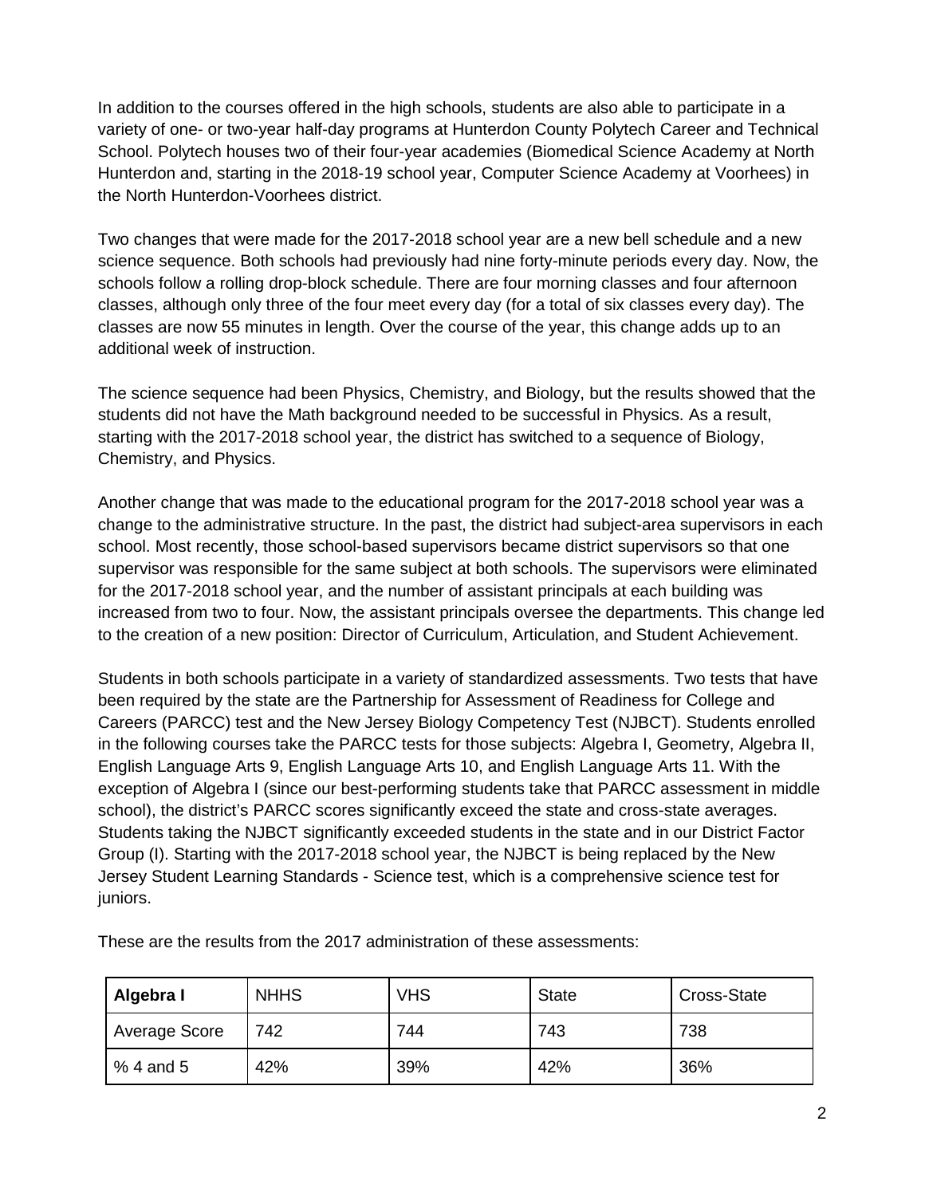In addition to the courses offered in the high schools, students are also able to participate in a variety of one- or two-year half-day programs at Hunterdon County Polytech Career and Technical School. Polytech houses two of their four-year academies (Biomedical Science Academy at North Hunterdon and, starting in the 2018-19 school year, Computer Science Academy at Voorhees) in the North Hunterdon-Voorhees district.

Two changes that were made for the 2017-2018 school year are a new bell schedule and a new science sequence. Both schools had previously had nine forty-minute periods every day. Now, the schools follow a rolling drop-block schedule. There are four morning classes and four afternoon classes, although only three of the four meet every day (for a total of six classes every day). The classes are now 55 minutes in length. Over the course of the year, this change adds up to an additional week of instruction.

The science sequence had been Physics, Chemistry, and Biology, but the results showed that the students did not have the Math background needed to be successful in Physics. As a result, starting with the 2017-2018 school year, the district has switched to a sequence of Biology, Chemistry, and Physics.

Another change that was made to the educational program for the 2017-2018 school year was a change to the administrative structure. In the past, the district had subject-area supervisors in each school. Most recently, those school-based supervisors became district supervisors so that one supervisor was responsible for the same subject at both schools. The supervisors were eliminated for the 2017-2018 school year, and the number of assistant principals at each building was increased from two to four. Now, the assistant principals oversee the departments. This change led to the creation of a new position: Director of Curriculum, Articulation, and Student Achievement.

Students in both schools participate in a variety of standardized assessments. Two tests that have been required by the state are the Partnership for Assessment of Readiness for College and Careers (PARCC) test and the New Jersey Biology Competency Test (NJBCT). Students enrolled in the following courses take the PARCC tests for those subjects: Algebra I, Geometry, Algebra II, English Language Arts 9, English Language Arts 10, and English Language Arts 11. With the exception of Algebra I (since our best-performing students take that PARCC assessment in middle school), the district's PARCC scores significantly exceed the state and cross-state averages. Students taking the NJBCT significantly exceeded students in the state and in our District Factor Group (I). Starting with the 2017-2018 school year, the NJBCT is being replaced by the New Jersey Student Learning Standards - Science test, which is a comprehensive science test for juniors.

These are the results from the 2017 administration of these assessments:

| **Algebra I** | NHHS | VHS | State | Cross-State |
|---|---|---|---|---|
| Average Score | 742 | 744 | 743 | 738 |
| % 4 and 5 | 42% | 39% | 42% | 36% |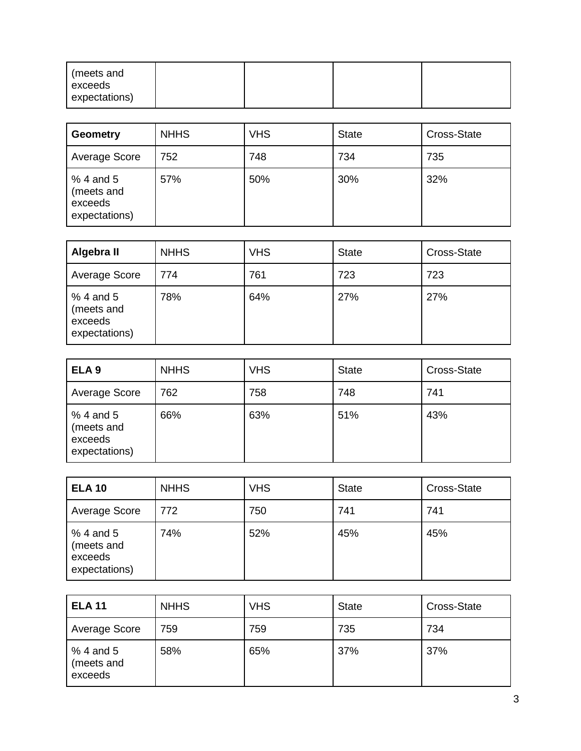| (meets and exceeds expectations) | | | | |
|---|---|---|---|---|

| **Geometry** | NHHS | VHS | State | Cross-State |
|---|---|---|---|---|
| Average Score | 752 | 748 | 734 | 735 |
| % 4 and 5 (meets and exceeds expectations) | 57% | 50% | 30% | 32% |

| **Algebra II** | NHHS | VHS | State | Cross-State |
|---|---|---|---|---|
| Average Score | 774 | 761 | 723 | 723 |
| % 4 and 5 (meets and exceeds expectations) | 78% | 64% | 27% | 27% |

| **ELA 9** | NHHS | VHS | State | Cross-State |
|---|---|---|---|---|
| Average Score | 762 | 758 | 748 | 741 |
| % 4 and 5 (meets and exceeds expectations) | 66% | 63% | 51% | 43% |

| **ELA 10** | NHHS | VHS | State | Cross-State |
|---|---|---|---|---|
| Average Score | 772 | 750 | 741 | 741 |
| % 4 and 5 (meets and exceeds expectations) | 74% | 52% | 45% | 45% |

| **ELA 11** | NHHS | VHS | State | Cross-State |
|---|---|---|---|---|
| Average Score | 759 | 759 | 735 | 734 |
| % 4 and 5 (meets and exceeds | 58% | 65% | 37% | 37% |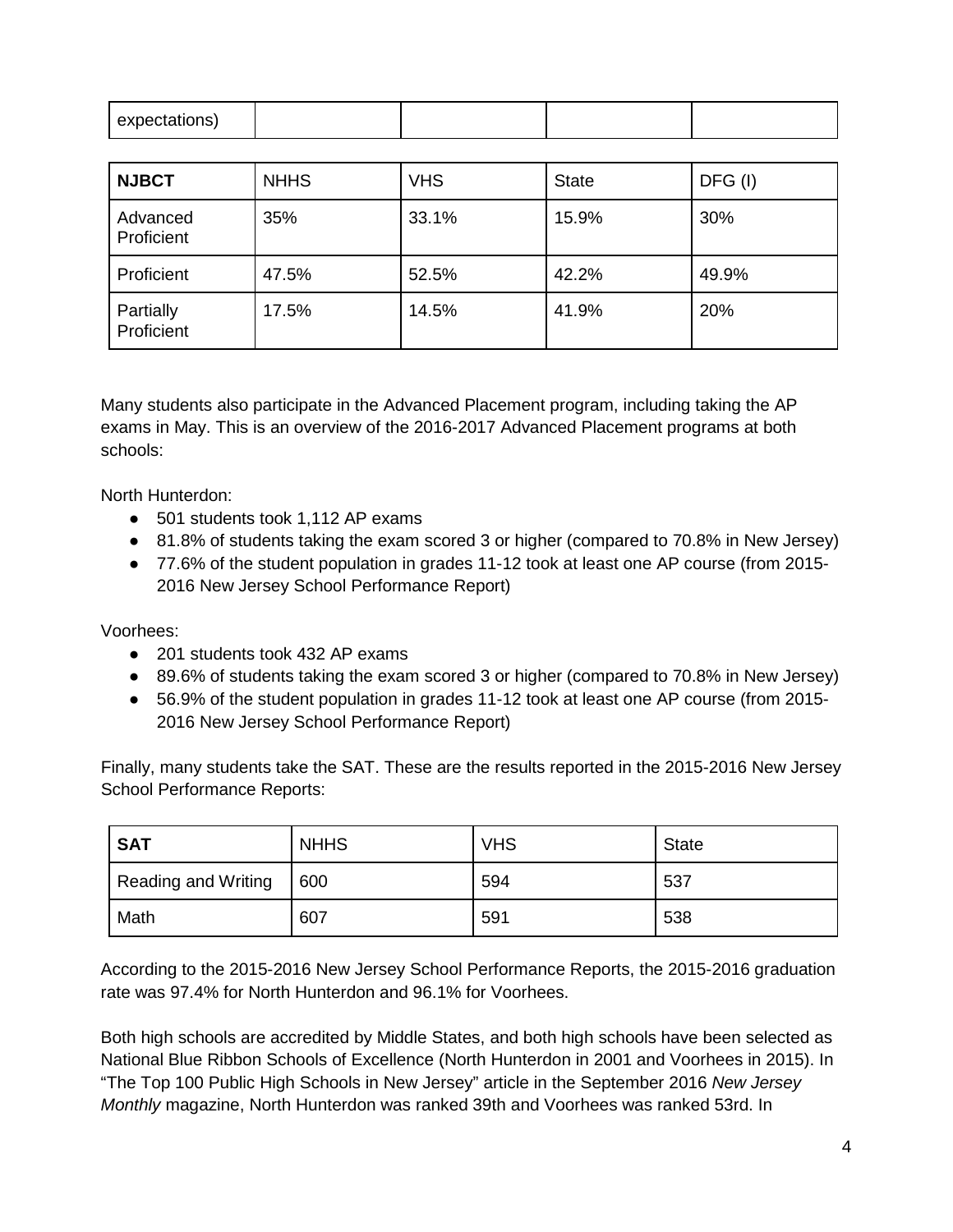| expectations) | | | | |
|---|---|---|---|---|

| **NJBCT** | NHHS | VHS | State | DFG (I) |
|---|---|---|---|---|
| Advanced Proficient | 35% | 33.1% | 15.9% | 30% |
| Proficient | 47.5% | 52.5% | 42.2% | 49.9% |
| Partially Proficient | 17.5% | 14.5% | 41.9% | 20% |

Many students also participate in the Advanced Placement program, including taking the AP exams in May. This is an overview of the 2016-2017 Advanced Placement programs at both schools:

North Hunterdon:

- 501 students took 1,112 AP exams
- 81.8% of students taking the exam scored 3 or higher (compared to 70.8% in New Jersey)
- 77.6% of the student population in grades 11-12 took at least one AP course (from 2015-2016 New Jersey School Performance Report)

Voorhees:

- 201 students took 432 AP exams
- 89.6% of students taking the exam scored 3 or higher (compared to 70.8% in New Jersey)
- 56.9% of the student population in grades 11-12 took at least one AP course (from 2015-2016 New Jersey School Performance Report)

Finally, many students take the SAT. These are the results reported in the 2015-2016 New Jersey School Performance Reports:

| **SAT** | NHHS | VHS | State |
|---|---|---|---|
| Reading and Writing | 600 | 594 | 537 |
| Math | 607 | 591 | 538 |

According to the 2015-2016 New Jersey School Performance Reports, the 2015-2016 graduation rate was 97.4% for North Hunterdon and 96.1% for Voorhees.

Both high schools are accredited by Middle States, and both high schools have been selected as National Blue Ribbon Schools of Excellence (North Hunterdon in 2001 and Voorhees in 2015). In "The Top 100 Public High Schools in New Jersey" article in the September 2016 *New Jersey Monthly* magazine, North Hunterdon was ranked 39th and Voorhees was ranked 53rd. In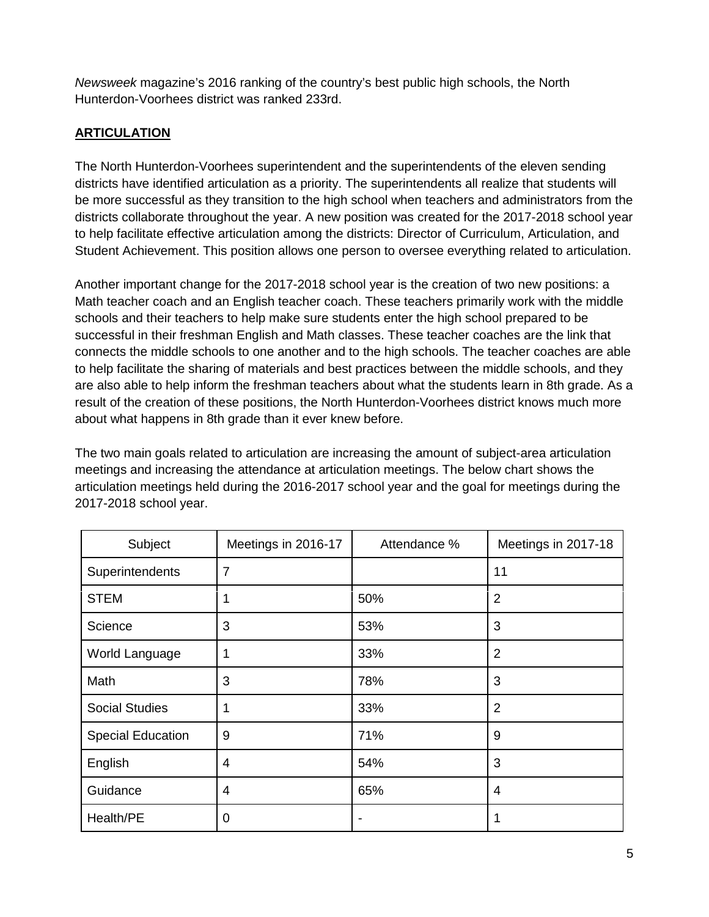*Newsweek* magazine's 2016 ranking of the country's best public high schools, the North Hunterdon-Voorhees district was ranked 233rd.

## ARTICULATION

The North Hunterdon-Voorhees superintendent and the superintendents of the eleven sending districts have identified articulation as a priority. The superintendents all realize that students will be more successful as they transition to the high school when teachers and administrators from the districts collaborate throughout the year. A new position was created for the 2017-2018 school year to help facilitate effective articulation among the districts: Director of Curriculum, Articulation, and Student Achievement. This position allows one person to oversee everything related to articulation.

Another important change for the 2017-2018 school year is the creation of two new positions: a Math teacher coach and an English teacher coach. These teachers primarily work with the middle schools and their teachers to help make sure students enter the high school prepared to be successful in their freshman English and Math classes. These teacher coaches are the link that connects the middle schools to one another and to the high schools. The teacher coaches are able to help facilitate the sharing of materials and best practices between the middle schools, and they are also able to help inform the freshman teachers about what the students learn in 8th grade. As a result of the creation of these positions, the North Hunterdon-Voorhees district knows much more about what happens in 8th grade than it ever knew before.

The two main goals related to articulation are increasing the amount of subject-area articulation meetings and increasing the attendance at articulation meetings. The below chart shows the articulation meetings held during the 2016-2017 school year and the goal for meetings during the 2017-2018 school year.

| Subject | Meetings in 2016-17 | Attendance % | Meetings in 2017-18 |
|---|---|---|---|
| Superintendents | 7 | | 11 |
| STEM | 1 | 50% | 2 |
| Science | 3 | 53% | 3 |
| World Language | 1 | 33% | 2 |
| Math | 3 | 78% | 3 |
| Social Studies | 1 | 33% | 2 |
| Special Education | 9 | 71% | 9 |
| English | 4 | 54% | 3 |
| Guidance | 4 | 65% | 4 |
| Health/PE | 0 | - | 1 |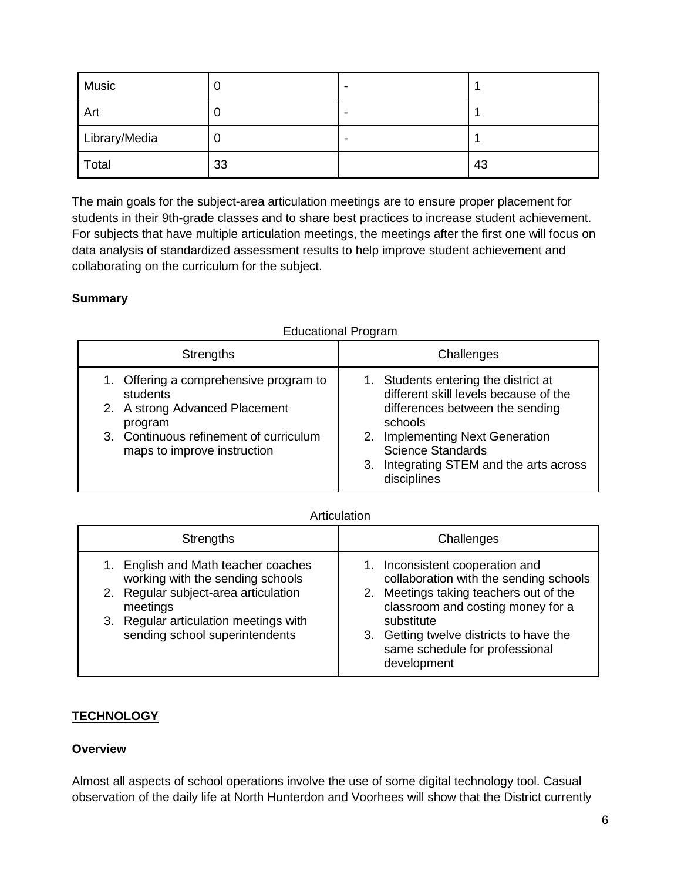| Music | 0 | - | 1 |
|---|---|---|---|
| Art | 0 | - | 1 |
| Library/Media | 0 | - | 1 |
| Total | 33 | | 43 |

The main goals for the subject-area articulation meetings are to ensure proper placement for students in their 9th-grade classes and to share best practices to increase student achievement. For subjects that have multiple articulation meetings, the meetings after the first one will focus on data analysis of standardized assessment results to help improve student achievement and collaborating on the curriculum for the subject.

**Summary**

Educational Program

| Strengths | Challenges |
|---|---|
| 1. Offering a comprehensive program to students<br>2. A strong Advanced Placement program<br>3. Continuous refinement of curriculum maps to improve instruction | 1. Students entering the district at different skill levels because of the differences between the sending schools<br>2. Implementing Next Generation Science Standards<br>3. Integrating STEM and the arts across disciplines |

Articulation

| Strengths | Challenges |
|---|---|
| 1. English and Math teacher coaches working with the sending schools<br>2. Regular subject-area articulation meetings<br>3. Regular articulation meetings with sending school superintendents | 1. Inconsistent cooperation and collaboration with the sending schools<br>2. Meetings taking teachers out of the classroom and costing money for a substitute<br>3. Getting twelve districts to have the same schedule for professional development |

## TECHNOLOGY

**Overview**

Almost all aspects of school operations involve the use of some digital technology tool. Casual observation of the daily life at North Hunterdon and Voorhees will show that the District currently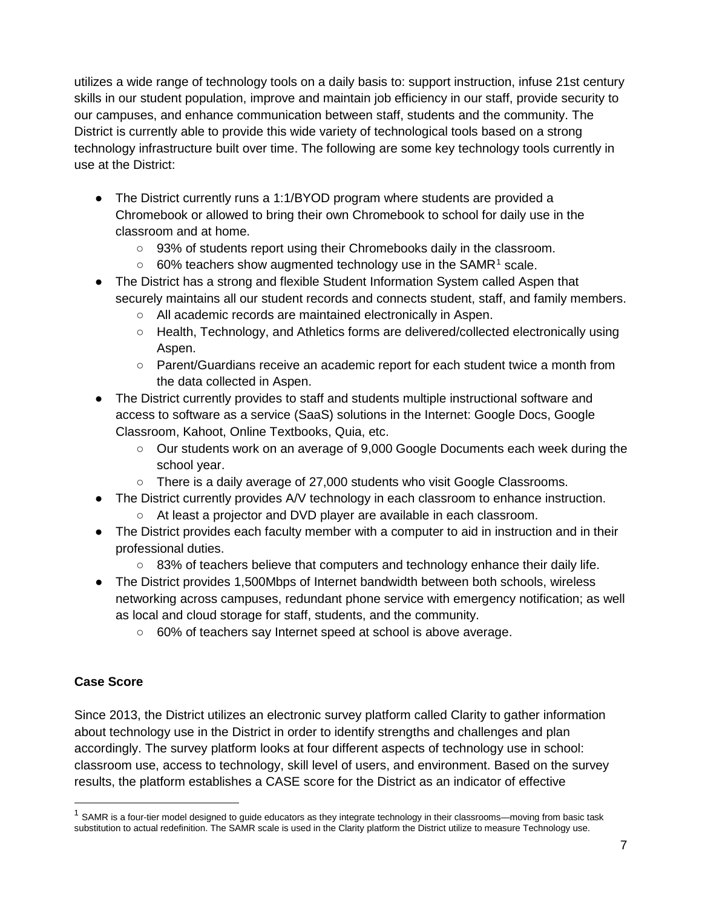utilizes a wide range of technology tools on a daily basis to: support instruction, infuse 21st century skills in our student population, improve and maintain job efficiency in our staff, provide security to our campuses, and enhance communication between staff, students and the community. The District is currently able to provide this wide variety of technological tools based on a strong technology infrastructure built over time. The following are some key technology tools currently in use at the District:

- The District currently runs a 1:1/BYOD program where students are provided a Chromebook or allowed to bring their own Chromebook to school for daily use in the classroom and at home.
  - 93% of students report using their Chromebooks daily in the classroom.
  - 60% teachers show augmented technology use in the SAMR[1] scale.
- The District has a strong and flexible Student Information System called Aspen that securely maintains all our student records and connects student, staff, and family members.
  - All academic records are maintained electronically in Aspen.
  - Health, Technology, and Athletics forms are delivered/collected electronically using Aspen.
  - Parent/Guardians receive an academic report for each student twice a month from the data collected in Aspen.
- The District currently provides to staff and students multiple instructional software and access to software as a service (SaaS) solutions in the Internet: Google Docs, Google Classroom, Kahoot, Online Textbooks, Quia, etc.
  - Our students work on an average of 9,000 Google Documents each week during the school year.
  - There is a daily average of 27,000 students who visit Google Classrooms.
- The District currently provides A/V technology in each classroom to enhance instruction.
  - At least a projector and DVD player are available in each classroom.
- The District provides each faculty member with a computer to aid in instruction and in their professional duties.
  - 83% of teachers believe that computers and technology enhance their daily life.
- The District provides 1,500Mbps of Internet bandwidth between both schools, wireless networking across campuses, redundant phone service with emergency notification; as well as local and cloud storage for staff, students, and the community.
  - 60% of teachers say Internet speed at school is above average.

**Case Score**

Since 2013, the District utilizes an electronic survey platform called Clarity to gather information about technology use in the District in order to identify strengths and challenges and plan accordingly. The survey platform looks at four different aspects of technology use in school: classroom use, access to technology, skill level of users, and environment. Based on the survey results, the platform establishes a CASE score for the District as an indicator of effective

[1] SAMR is a four-tier model designed to guide educators as they integrate technology in their classrooms—moving from basic task substitution to actual redefinition. The SAMR scale is used in the Clarity platform the District utilize to measure Technology use.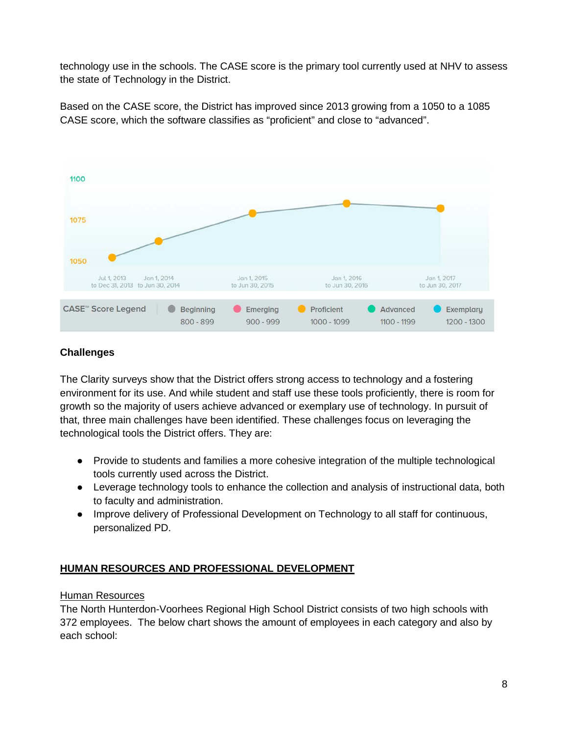technology use in the schools. The CASE score is the primary tool currently used at NHV to assess the state of Technology in the District.

Based on the CASE score, the District has improved since 2013 growing from a 1050 to a 1085 CASE score, which the software classifies as "proficient" and close to "advanced".

| CASE™ Score Legend | Beginning | Emerging | Proficient | Advanced | Exemplary |
|---|---|---|---|---|---|
| | 800 - 899 | 900 - 999 | 1000 - 1099 | 1100 - 1199 | 1200 - 1300 |

**Challenges**

The Clarity surveys show that the District offers strong access to technology and a fostering environment for its use. And while student and staff use these tools proficiently, there is room for growth so the majority of users achieve advanced or exemplary use of technology. In pursuit of that, three main challenges have been identified. These challenges focus on leveraging the technological tools the District offers. They are:

- Provide to students and families a more cohesive integration of the multiple technological tools currently used across the District.
- Leverage technology tools to enhance the collection and analysis of instructional data, both to faculty and administration.
- Improve delivery of Professional Development on Technology to all staff for continuous, personalized PD.

## HUMAN RESOURCES AND PROFESSIONAL DEVELOPMENT

### Human Resources

The North Hunterdon-Voorhees Regional High School District consists of two high schools with 372 employees. The below chart shows the amount of employees in each category and also by each school: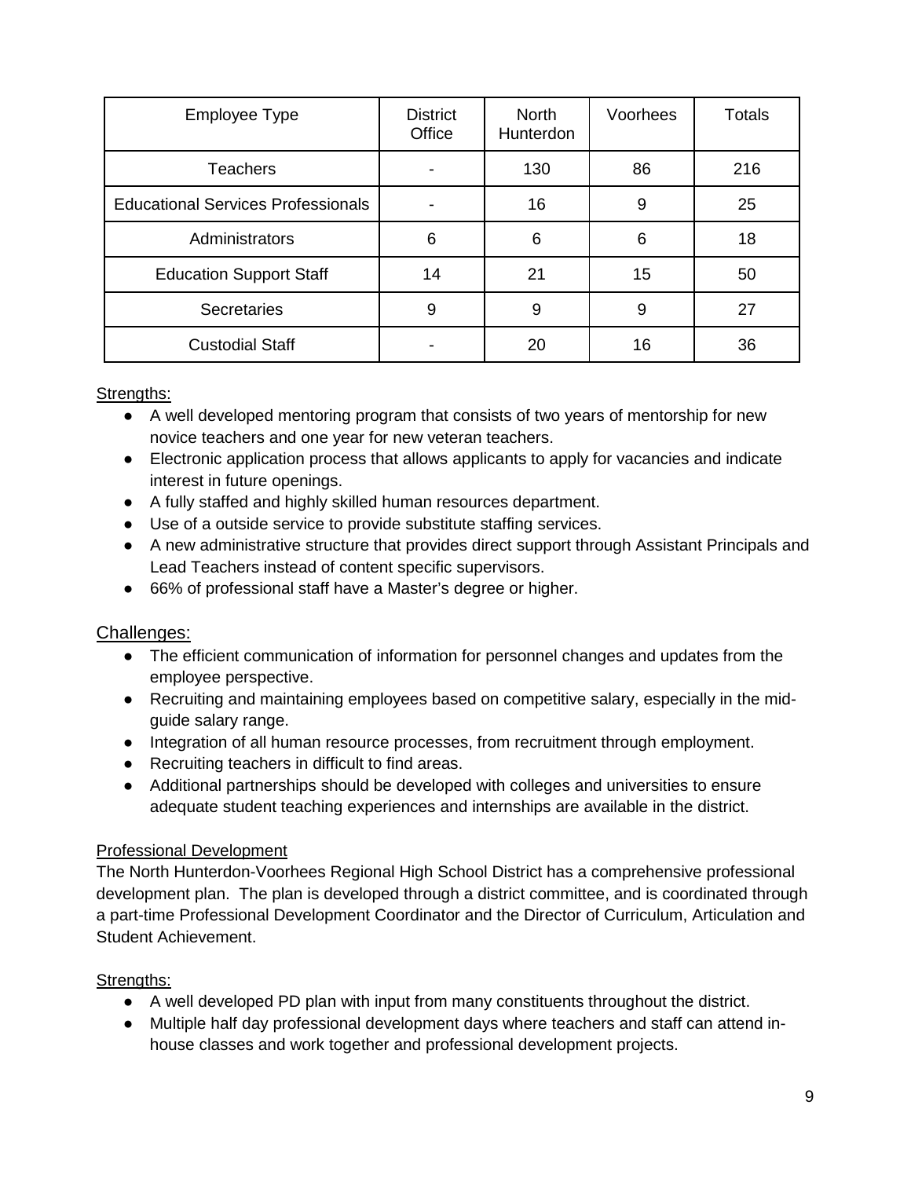| Employee Type | District Office | North Hunterdon | Voorhees | Totals |
|---|---|---|---|---|
| Teachers | - | 130 | 86 | 216 |
| Educational Services Professionals | - | 16 | 9 | 25 |
| Administrators | 6 | 6 | 6 | 18 |
| Education Support Staff | 14 | 21 | 15 | 50 |
| Secretaries | 9 | 9 | 9 | 27 |
| Custodial Staff | - | 20 | 16 | 36 |

Strengths:

- A well developed mentoring program that consists of two years of mentorship for new novice teachers and one year for new veteran teachers.
- Electronic application process that allows applicants to apply for vacancies and indicate interest in future openings.
- A fully staffed and highly skilled human resources department.
- Use of a outside service to provide substitute staffing services.
- A new administrative structure that provides direct support through Assistant Principals and Lead Teachers instead of content specific supervisors.
- 66% of professional staff have a Master's degree or higher.

Challenges:

- The efficient communication of information for personnel changes and updates from the employee perspective.
- Recruiting and maintaining employees based on competitive salary, especially in the mid-guide salary range.
- Integration of all human resource processes, from recruitment through employment.
- Recruiting teachers in difficult to find areas.
- Additional partnerships should be developed with colleges and universities to ensure adequate student teaching experiences and internships are available in the district.

Professional Development

The North Hunterdon-Voorhees Regional High School District has a comprehensive professional development plan. The plan is developed through a district committee, and is coordinated through a part-time Professional Development Coordinator and the Director of Curriculum, Articulation and Student Achievement.

Strengths:

- A well developed PD plan with input from many constituents throughout the district.
- Multiple half day professional development days where teachers and staff can attend in-house classes and work together and professional development projects.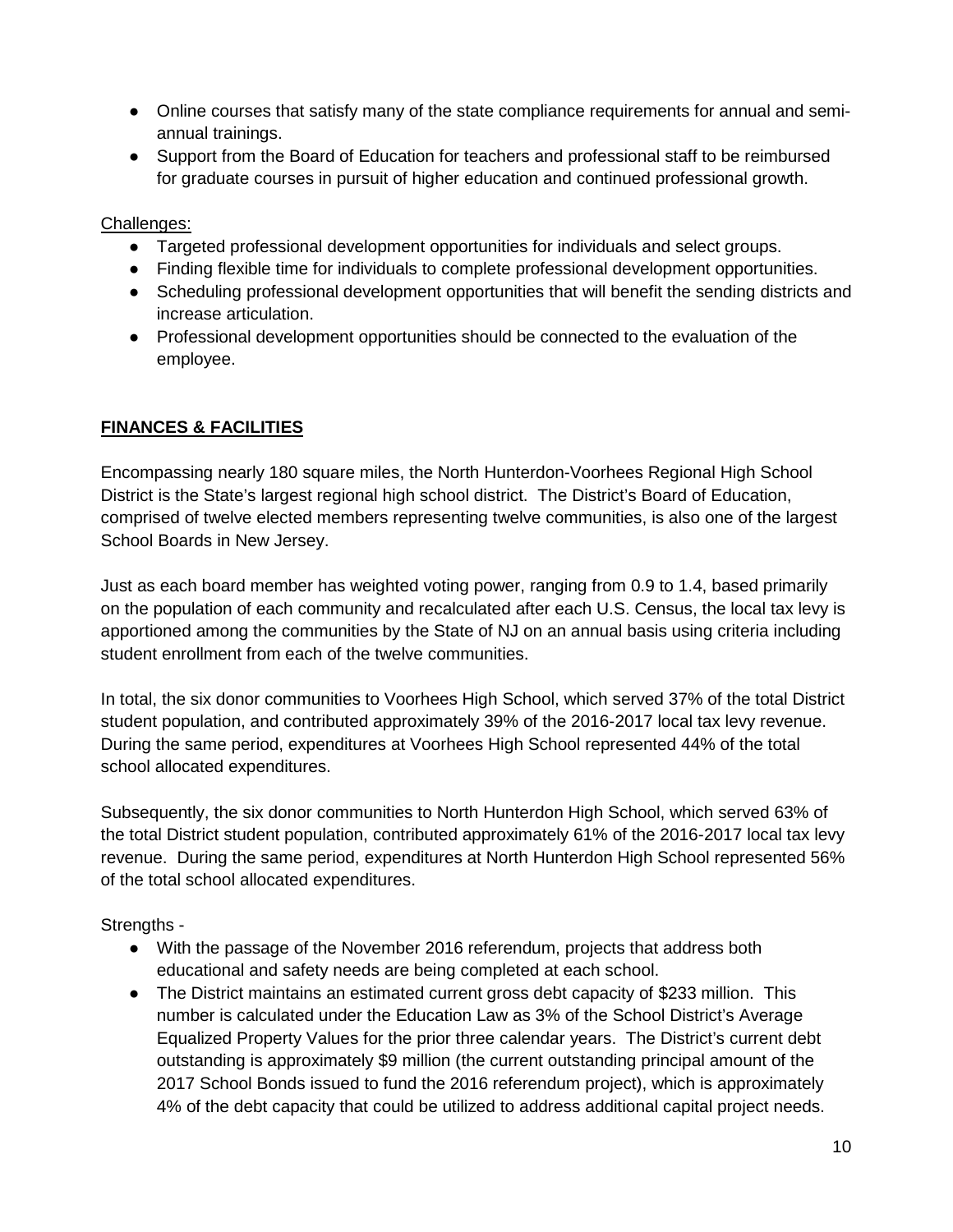- Online courses that satisfy many of the state compliance requirements for annual and semi-annual trainings.
- Support from the Board of Education for teachers and professional staff to be reimbursed for graduate courses in pursuit of higher education and continued professional growth.

Challenges:

- Targeted professional development opportunities for individuals and select groups.
- Finding flexible time for individuals to complete professional development opportunities.
- Scheduling professional development opportunities that will benefit the sending districts and increase articulation.
- Professional development opportunities should be connected to the evaluation of the employee.

## FINANCES & FACILITIES

Encompassing nearly 180 square miles, the North Hunterdon-Voorhees Regional High School District is the State's largest regional high school district. The District's Board of Education, comprised of twelve elected members representing twelve communities, is also one of the largest School Boards in New Jersey.

Just as each board member has weighted voting power, ranging from 0.9 to 1.4, based primarily on the population of each community and recalculated after each U.S. Census, the local tax levy is apportioned among the communities by the State of NJ on an annual basis using criteria including student enrollment from each of the twelve communities.

In total, the six donor communities to Voorhees High School, which served 37% of the total District student population, and contributed approximately 39% of the 2016-2017 local tax levy revenue. During the same period, expenditures at Voorhees High School represented 44% of the total school allocated expenditures.

Subsequently, the six donor communities to North Hunterdon High School, which served 63% of the total District student population, contributed approximately 61% of the 2016-2017 local tax levy revenue. During the same period, expenditures at North Hunterdon High School represented 56% of the total school allocated expenditures.

Strengths -

- With the passage of the November 2016 referendum, projects that address both educational and safety needs are being completed at each school.
- The District maintains an estimated current gross debt capacity of $233 million. This number is calculated under the Education Law as 3% of the School District's Average Equalized Property Values for the prior three calendar years. The District's current debt outstanding is approximately $9 million (the current outstanding principal amount of the 2017 School Bonds issued to fund the 2016 referendum project), which is approximately 4% of the debt capacity that could be utilized to address additional capital project needs.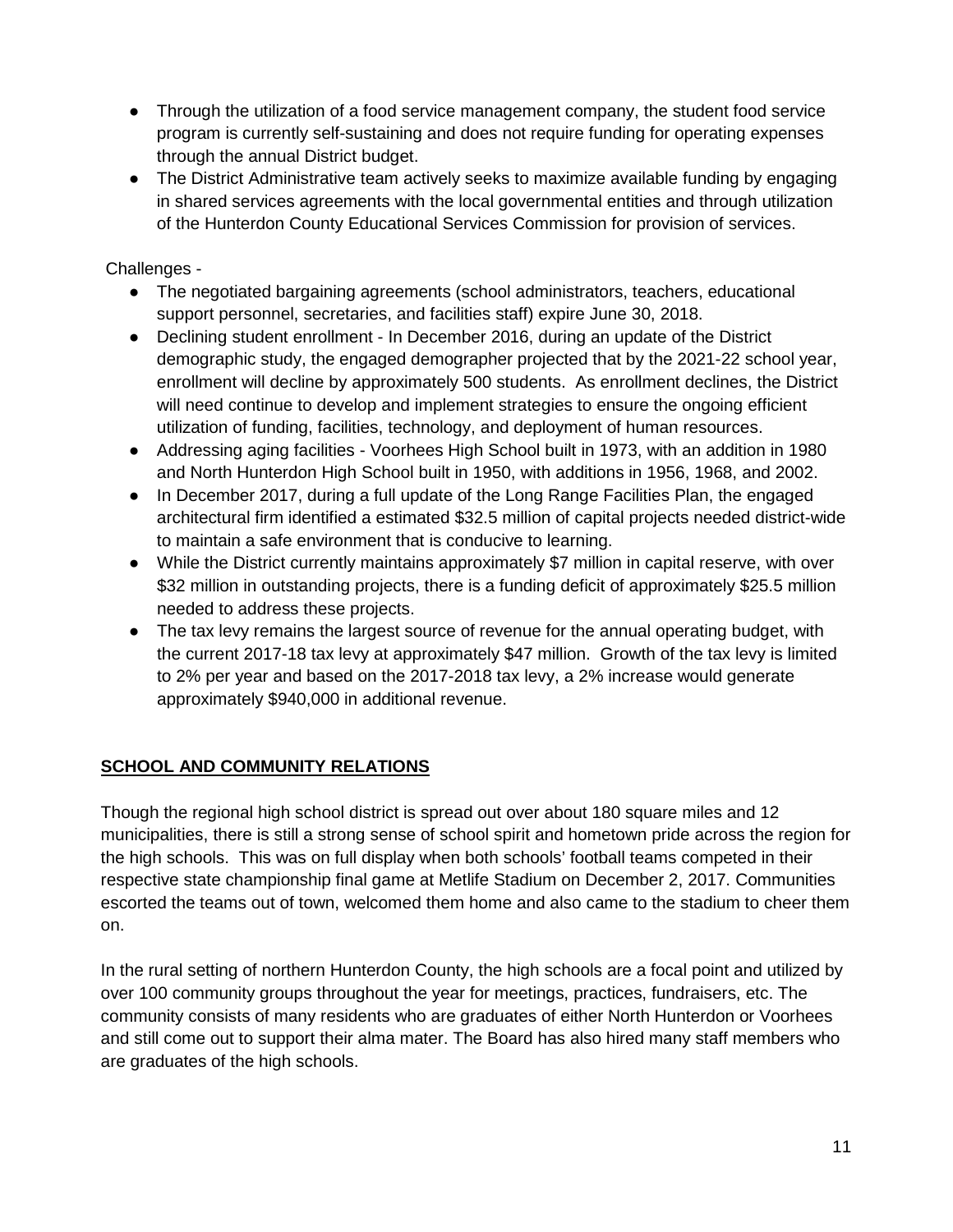- Through the utilization of a food service management company, the student food service program is currently self-sustaining and does not require funding for operating expenses through the annual District budget.
- The District Administrative team actively seeks to maximize available funding by engaging in shared services agreements with the local governmental entities and through utilization of the Hunterdon County Educational Services Commission for provision of services.

Challenges -

- The negotiated bargaining agreements (school administrators, teachers, educational support personnel, secretaries, and facilities staff) expire June 30, 2018.
- Declining student enrollment - In December 2016, during an update of the District demographic study, the engaged demographer projected that by the 2021-22 school year, enrollment will decline by approximately 500 students. As enrollment declines, the District will need continue to develop and implement strategies to ensure the ongoing efficient utilization of funding, facilities, technology, and deployment of human resources.
- Addressing aging facilities - Voorhees High School built in 1973, with an addition in 1980 and North Hunterdon High School built in 1950, with additions in 1956, 1968, and 2002.
- In December 2017, during a full update of the Long Range Facilities Plan, the engaged architectural firm identified a estimated $32.5 million of capital projects needed district-wide to maintain a safe environment that is conducive to learning.
- While the District currently maintains approximately $7 million in capital reserve, with over $32 million in outstanding projects, there is a funding deficit of approximately $25.5 million needed to address these projects.
- The tax levy remains the largest source of revenue for the annual operating budget, with the current 2017-18 tax levy at approximately $47 million. Growth of the tax levy is limited to 2% per year and based on the 2017-2018 tax levy, a 2% increase would generate approximately $940,000 in additional revenue.

## SCHOOL AND COMMUNITY RELATIONS

Though the regional high school district is spread out over about 180 square miles and 12 municipalities, there is still a strong sense of school spirit and hometown pride across the region for the high schools. This was on full display when both schools' football teams competed in their respective state championship final game at Metlife Stadium on December 2, 2017. Communities escorted the teams out of town, welcomed them home and also came to the stadium to cheer them on.

In the rural setting of northern Hunterdon County, the high schools are a focal point and utilized by over 100 community groups throughout the year for meetings, practices, fundraisers, etc. The community consists of many residents who are graduates of either North Hunterdon or Voorhees and still come out to support their alma mater. The Board has also hired many staff members who are graduates of the high schools.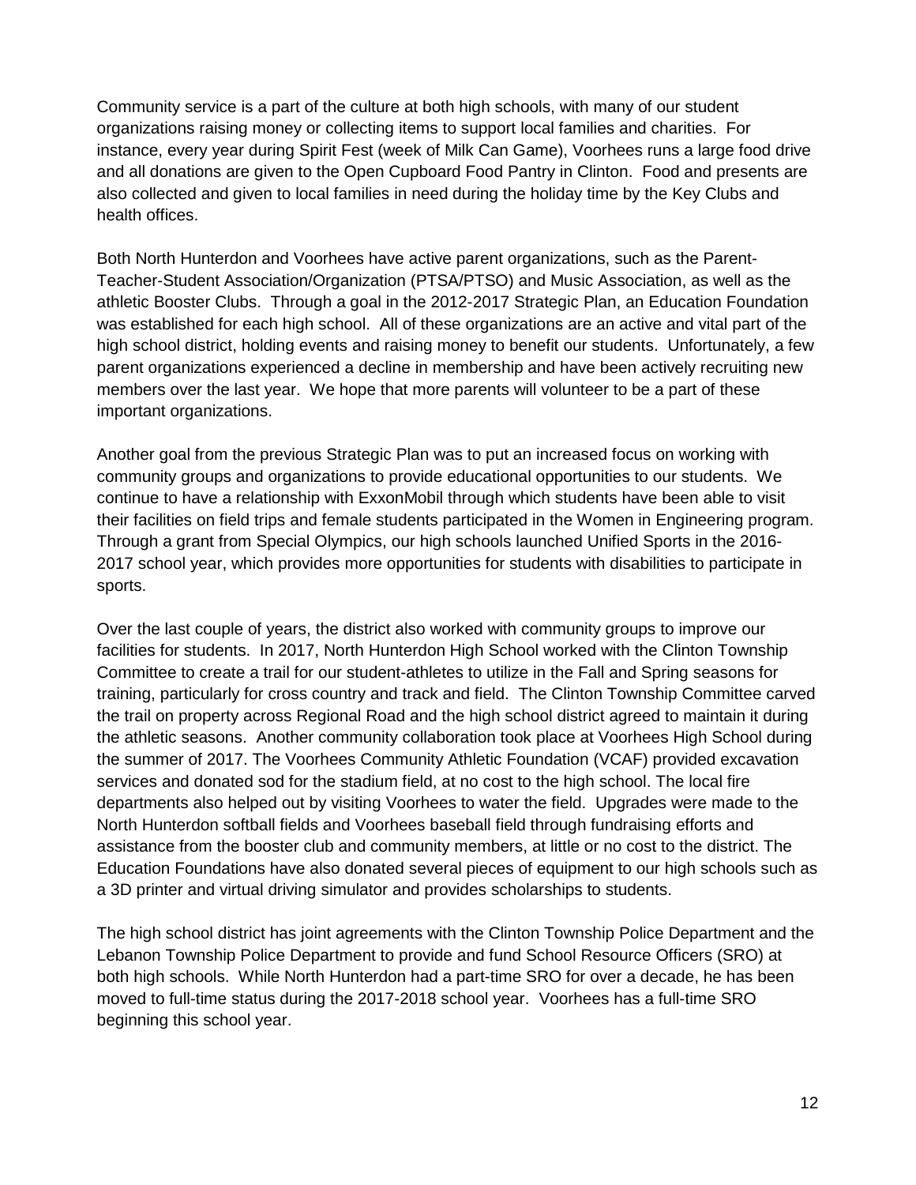Community service is a part of the culture at both high schools, with many of our student organizations raising money or collecting items to support local families and charities. For instance, every year during Spirit Fest (week of Milk Can Game), Voorhees runs a large food drive and all donations are given to the Open Cupboard Food Pantry in Clinton. Food and presents are also collected and given to local families in need during the holiday time by the Key Clubs and health offices.

Both North Hunterdon and Voorhees have active parent organizations, such as the Parent-Teacher-Student Association/Organization (PTSA/PTSO) and Music Association, as well as the athletic Booster Clubs. Through a goal in the 2012-2017 Strategic Plan, an Education Foundation was established for each high school. All of these organizations are an active and vital part of the high school district, holding events and raising money to benefit our students. Unfortunately, a few parent organizations experienced a decline in membership and have been actively recruiting new members over the last year. We hope that more parents will volunteer to be a part of these important organizations.

Another goal from the previous Strategic Plan was to put an increased focus on working with community groups and organizations to provide educational opportunities to our students. We continue to have a relationship with ExxonMobil through which students have been able to visit their facilities on field trips and female students participated in the Women in Engineering program. Through a grant from Special Olympics, our high schools launched Unified Sports in the 2016-2017 school year, which provides more opportunities for students with disabilities to participate in sports.

Over the last couple of years, the district also worked with community groups to improve our facilities for students. In 2017, North Hunterdon High School worked with the Clinton Township Committee to create a trail for our student-athletes to utilize in the Fall and Spring seasons for training, particularly for cross country and track and field. The Clinton Township Committee carved the trail on property across Regional Road and the high school district agreed to maintain it during the athletic seasons. Another community collaboration took place at Voorhees High School during the summer of 2017. The Voorhees Community Athletic Foundation (VCAF) provided excavation services and donated sod for the stadium field, at no cost to the high school. The local fire departments also helped out by visiting Voorhees to water the field. Upgrades were made to the North Hunterdon softball fields and Voorhees baseball field through fundraising efforts and assistance from the booster club and community members, at little or no cost to the district. The Education Foundations have also donated several pieces of equipment to our high schools such as a 3D printer and virtual driving simulator and provides scholarships to students.

The high school district has joint agreements with the Clinton Township Police Department and the Lebanon Township Police Department to provide and fund School Resource Officers (SRO) at both high schools. While North Hunterdon had a part-time SRO for over a decade, he has been moved to full-time status during the 2017-2018 school year. Voorhees has a full-time SRO beginning this school year.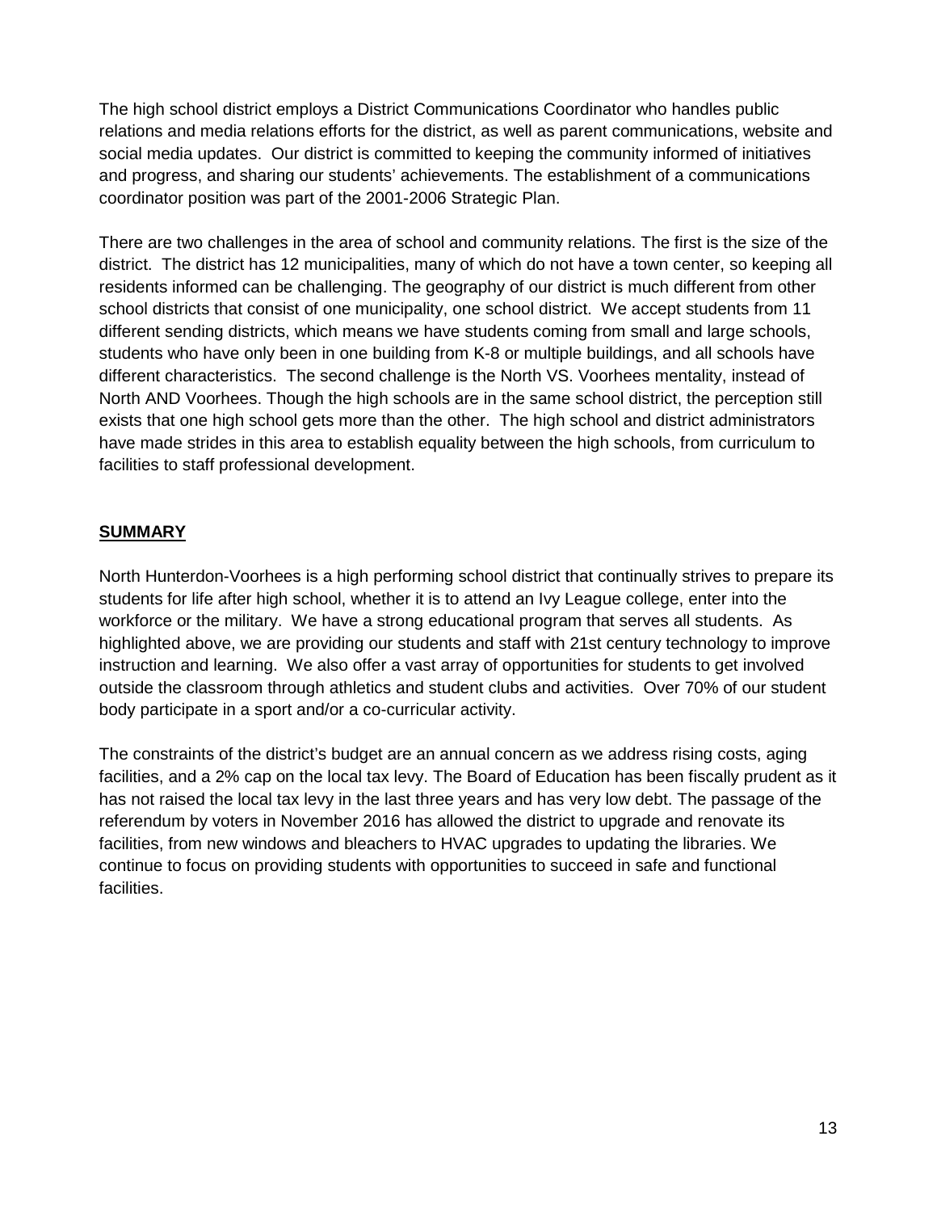The high school district employs a District Communications Coordinator who handles public relations and media relations efforts for the district, as well as parent communications, website and social media updates. Our district is committed to keeping the community informed of initiatives and progress, and sharing our students' achievements. The establishment of a communications coordinator position was part of the 2001-2006 Strategic Plan.

There are two challenges in the area of school and community relations. The first is the size of the district. The district has 12 municipalities, many of which do not have a town center, so keeping all residents informed can be challenging. The geography of our district is much different from other school districts that consist of one municipality, one school district. We accept students from 11 different sending districts, which means we have students coming from small and large schools, students who have only been in one building from K-8 or multiple buildings, and all schools have different characteristics. The second challenge is the North VS. Voorhees mentality, instead of North AND Voorhees. Though the high schools are in the same school district, the perception still exists that one high school gets more than the other. The high school and district administrators have made strides in this area to establish equality between the high schools, from curriculum to facilities to staff professional development.

## **SUMMARY**

North Hunterdon-Voorhees is a high performing school district that continually strives to prepare its students for life after high school, whether it is to attend an Ivy League college, enter into the workforce or the military. We have a strong educational program that serves all students. As highlighted above, we are providing our students and staff with 21st century technology to improve instruction and learning. We also offer a vast array of opportunities for students to get involved outside the classroom through athletics and student clubs and activities. Over 70% of our student body participate in a sport and/or a co-curricular activity.

The constraints of the district's budget are an annual concern as we address rising costs, aging facilities, and a 2% cap on the local tax levy. The Board of Education has been fiscally prudent as it has not raised the local tax levy in the last three years and has very low debt. The passage of the referendum by voters in November 2016 has allowed the district to upgrade and renovate its facilities, from new windows and bleachers to HVAC upgrades to updating the libraries. We continue to focus on providing students with opportunities to succeed in safe and functional facilities.